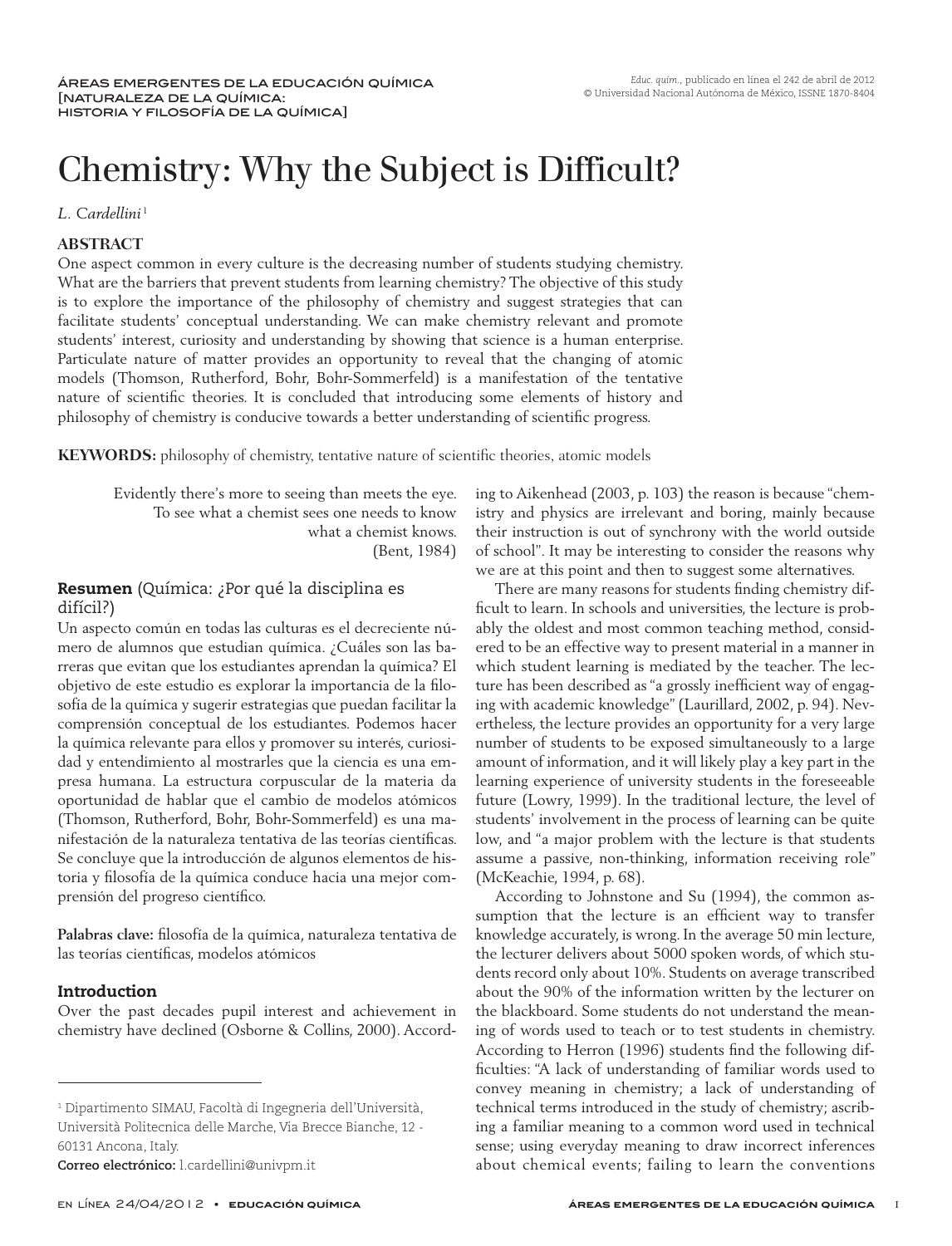ÁREAS EMERGENTES DE LA EDUCACIÓN QUÍMICA [NATURALEZA DE LA QUÍMICA: HISTORIA Y FILOSOFÍA DE LA QUÍMICA]

*Educ. quím.*, publicado en línea el 242 de abril de 2012
© Universidad Nacional Autónoma de México, ISSNE 1870-8404

# Chemistry: Why the Subject is Difficult?

*L. Cardellini*[1]

## ABSTRACT

One aspect common in every culture is the decreasing number of students studying chemistry. What are the barriers that prevent students from learning chemistry? The objective of this study is to explore the importance of the philosophy of chemistry and suggest strategies that can facilitate students' conceptual understanding. We can make chemistry relevant and promote students' interest, curiosity and understanding by showing that science is a human enterprise. Particulate nature of matter provides an opportunity to reveal that the changing of atomic models (Thomson, Rutherford, Bohr, Bohr-Sommerfeld) is a manifestation of the tentative nature of scientific theories. It is concluded that introducing some elements of history and philosophy of chemistry is conducive towards a better understanding of scientific progress.

**KEYWORDS:** philosophy of chemistry, tentative nature of scientific theories, atomic models

> Evidently there's more to seeing than meets the eye.
> To see what a chemist sees one needs to know
> what a chemist knows.
> (Bent, 1984)

## Resumen (Química: ¿Por qué la disciplina es difícil?)

Un aspecto común en todas las culturas es el decreciente número de alumnos que estudian química. ¿Cuáles son las barreras que evitan que los estudiantes aprendan la química? El objetivo de este estudio es explorar la importancia de la filosofía de la química y sugerir estrategias que puedan facilitar la comprensión conceptual de los estudiantes. Podemos hacer la química relevante para ellos y promover su interés, curiosidad y entendimiento al mostrarles que la ciencia es una empresa humana. La estructura corpuscular de la materia da oportunidad de hablar que el cambio de modelos atómicos (Thomson, Rutherford, Bohr, Bohr-Sommerfeld) es una manifestación de la naturaleza tentativa de las teorías científicas. Se concluye que la introducción de algunos elementos de historia y filosofía de la química conduce hacia una mejor comprensión del progreso científico.

**Palabras clave:** filosofía de la química, naturaleza tentativa de las teorías científicas, modelos atómicos

## Introduction

Over the past decades pupil interest and achievement in chemistry have declined (Osborne & Collins, 2000). According to Aikenhead (2003, p. 103) the reason is because "chemistry and physics are irrelevant and boring, mainly because their instruction is out of synchrony with the world outside of school". It may be interesting to consider the reasons why we are at this point and then to suggest some alternatives.

There are many reasons for students finding chemistry difficult to learn. In schools and universities, the lecture is probably the oldest and most common teaching method, considered to be an effective way to present material in a manner in which student learning is mediated by the teacher. The lecture has been described as "a grossly inefficient way of engaging with academic knowledge" (Laurillard, 2002, p. 94). Nevertheless, the lecture provides an opportunity for a very large number of students to be exposed simultaneously to a large amount of information, and it will likely play a key part in the learning experience of university students in the foreseeable future (Lowry, 1999). In the traditional lecture, the level of students' involvement in the process of learning can be quite low, and "a major problem with the lecture is that students assume a passive, non-thinking, information receiving role" (McKeachie, 1994, p. 68).

According to Johnstone and Su (1994), the common assumption that the lecture is an efficient way to transfer knowledge accurately, is wrong. In the average 50 min lecture, the lecturer delivers about 5000 spoken words, of which students record only about 10%. Students on average transcribed about the 90% of the information written by the lecturer on the blackboard. Some students do not understand the meaning of words used to teach or to test students in chemistry. According to Herron (1996) students find the following difficulties: "A lack of understanding of familiar words used to convey meaning in chemistry; a lack of understanding of technical terms introduced in the study of chemistry; ascribing a familiar meaning to a common word used in technical sense; using everyday meaning to draw incorrect inferences about chemical events; failing to learn the conventions

---

[1] Dipartimento SIMAU, Facoltà di Ingegneria dell'Università, Università Politecnica delle Marche, Via Brecce Bianche, 12 - 60131 Ancona, Italy.
**Correo electrónico:** l.cardellini@univpm.it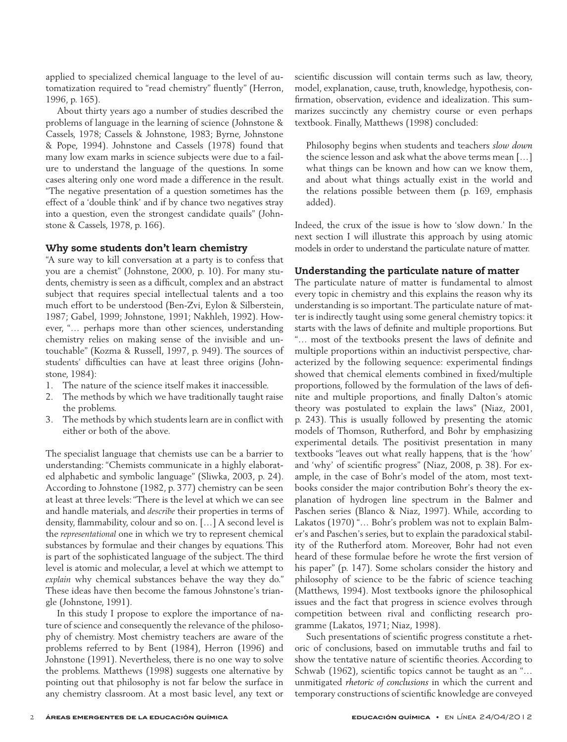applied to specialized chemical language to the level of automatization required to "read chemistry" fluently" (Herron, 1996, p. 165).

About thirty years ago a number of studies described the problems of language in the learning of science (Johnstone & Cassels, 1978; Cassels & Johnstone, 1983; Byrne, Johnstone & Pope, 1994). Johnstone and Cassels (1978) found that many low exam marks in science subjects were due to a failure to understand the language of the questions. In some cases altering only one word made a difference in the result. "The negative presentation of a question sometimes has the effect of a 'double think' and if by chance two negatives stray into a question, even the strongest candidate quails" (Johnstone & Cassels, 1978, p. 166).

## Why some students don't learn chemistry

"A sure way to kill conversation at a party is to confess that you are a chemist" (Johnstone, 2000, p. 10). For many students, chemistry is seen as a difficult, complex and an abstract subject that requires special intellectual talents and a too much effort to be understood (Ben-Zvi, Eylon & Silberstein, 1987; Gabel, 1999; Johnstone, 1991; Nakhleh, 1992). However, "… perhaps more than other sciences, understanding chemistry relies on making sense of the invisible and untouchable" (Kozma & Russell, 1997, p. 949). The sources of students' difficulties can have at least three origins (Johnstone, 1984):

1. The nature of the science itself makes it inaccessible.
2. The methods by which we have traditionally taught raise the problems.
3. The methods by which students learn are in conflict with either or both of the above.

The specialist language that chemists use can be a barrier to understanding: "Chemists communicate in a highly elaborated alphabetic and symbolic language" (Sliwka, 2003, p. 24). According to Johnstone (1982, p. 377) chemistry can be seen at least at three levels: "There is the level at which we can see and handle materials, and *describe* their properties in terms of density, flammability, colour and so on. […] A second level is the *representational* one in which we try to represent chemical substances by formulae and their changes by equations. This is part of the sophisticated language of the subject. The third level is atomic and molecular, a level at which we attempt to *explain* why chemical substances behave the way they do." These ideas have then become the famous Johnstone's triangle (Johnstone, 1991).

In this study I propose to explore the importance of nature of science and consequently the relevance of the philosophy of chemistry. Most chemistry teachers are aware of the problems referred to by Bent (1984), Herron (1996) and Johnstone (1991). Nevertheless, there is no one way to solve the problems. Matthews (1998) suggests one alternative by pointing out that philosophy is not far below the surface in any chemistry classroom. At a most basic level, any text or scientific discussion will contain terms such as law, theory, model, explanation, cause, truth, knowledge, hypothesis, confirmation, observation, evidence and idealization. This summarizes succinctly any chemistry course or even perhaps textbook. Finally, Matthews (1998) concluded:

> Philosophy begins when students and teachers *slow down* the science lesson and ask what the above terms mean […] what things can be known and how can we know them, and about what things actually exist in the world and the relations possible between them (p. 169, emphasis added).

Indeed, the crux of the issue is how to 'slow down.' In the next section I will illustrate this approach by using atomic models in order to understand the particulate nature of matter.

## Understanding the particulate nature of matter

The particulate nature of matter is fundamental to almost every topic in chemistry and this explains the reason why its understanding is so important. The particulate nature of matter is indirectly taught using some general chemistry topics: it starts with the laws of definite and multiple proportions. But "… most of the textbooks present the laws of definite and multiple proportions within an inductivist perspective, characterized by the following sequence: experimental findings showed that chemical elements combined in fixed/multiple proportions, followed by the formulation of the laws of definite and multiple proportions, and finally Dalton's atomic theory was postulated to explain the laws" (Niaz, 2001, p. 243). This is usually followed by presenting the atomic models of Thomson, Rutherford, and Bohr by emphasizing experimental details. The positivist presentation in many textbooks "leaves out what really happens, that is the 'how' and 'why' of scientific progress" (Niaz, 2008, p. 38). For example, in the case of Bohr's model of the atom, most textbooks consider the major contribution Bohr's theory the explanation of hydrogen line spectrum in the Balmer and Paschen series (Blanco & Niaz, 1997). While, according to Lakatos (1970) "… Bohr's problem was not to explain Balmer's and Paschen's series, but to explain the paradoxical stability of the Rutherford atom. Moreover, Bohr had not even heard of these formulae before he wrote the first version of his paper" (p. 147). Some scholars consider the history and philosophy of science to be the fabric of science teaching (Matthews, 1994). Most textbooks ignore the philosophical issues and the fact that progress in science evolves through competition between rival and conflicting research programme (Lakatos, 1971; Niaz, 1998).

Such presentations of scientific progress constitute a rhetoric of conclusions, based on immutable truths and fail to show the tentative nature of scientific theories. According to Schwab (1962), scientific topics cannot be taught as an "… unmitigated *rhetoric of conclusions* in which the current and temporary constructions of scientific knowledge are conveyed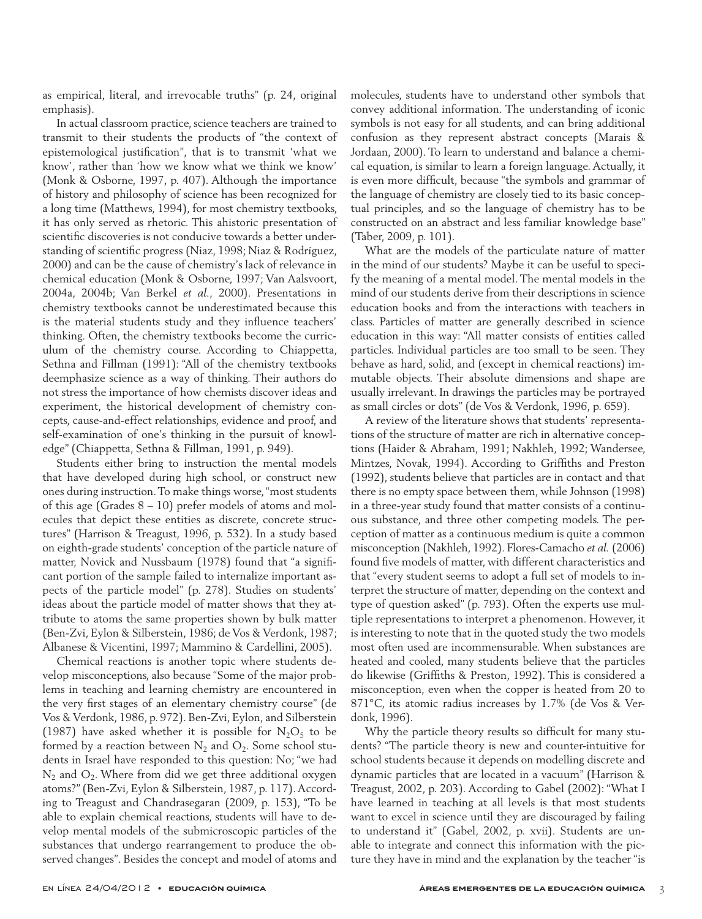as empirical, literal, and irrevocable truths" (p. 24, original emphasis).

In actual classroom practice, science teachers are trained to transmit to their students the products of "the context of epistemological justification", that is to transmit 'what we know', rather than 'how we know what we think we know' (Monk & Osborne, 1997, p. 407). Although the importance of history and philosophy of science has been recognized for a long time (Matthews, 1994), for most chemistry textbooks, it has only served as rhetoric. This ahistoric presentation of scientific discoveries is not conducive towards a better understanding of scientific progress (Niaz, 1998; Niaz & Rodríguez, 2000) and can be the cause of chemistry's lack of relevance in chemical education (Monk & Osborne, 1997; Van Aalsvoort, 2004a, 2004b; Van Berkel *et al.*, 2000). Presentations in chemistry textbooks cannot be underestimated because this is the material students study and they influence teachers' thinking. Often, the chemistry textbooks become the curriculum of the chemistry course. According to Chiappetta, Sethna and Fillman (1991): "All of the chemistry textbooks deemphasize science as a way of thinking. Their authors do not stress the importance of how chemists discover ideas and experiment, the historical development of chemistry concepts, cause-and-effect relationships, evidence and proof, and self-examination of one's thinking in the pursuit of knowledge" (Chiappetta, Sethna & Fillman, 1991, p. 949).

Students either bring to instruction the mental models that have developed during high school, or construct new ones during instruction. To make things worse, "most students of this age (Grades 8 – 10) prefer models of atoms and molecules that depict these entities as discrete, concrete structures" (Harrison & Treagust, 1996, p. 532). In a study based on eighth-grade students' conception of the particle nature of matter, Novick and Nussbaum (1978) found that "a significant portion of the sample failed to internalize important aspects of the particle model" (p. 278). Studies on students' ideas about the particle model of matter shows that they attribute to atoms the same properties shown by bulk matter (Ben-Zvi, Eylon & Silberstein, 1986; de Vos & Verdonk, 1987; Albanese & Vicentini, 1997; Mammino & Cardellini, 2005).

Chemical reactions is another topic where students develop misconceptions, also because "Some of the major problems in teaching and learning chemistry are encountered in the very first stages of an elementary chemistry course" (de Vos & Verdonk, 1986, p. 972). Ben-Zvi, Eylon, and Silberstein (1987) have asked whether it is possible for $N_2O_5$ to be formed by a reaction between $N_2$ and $O_2$. Some school students in Israel have responded to this question: No; "we had $N_2$ and $O_2$. Where from did we get three additional oxygen atoms?" (Ben-Zvi, Eylon & Silberstein, 1987, p. 117). According to Treagust and Chandrasegaran (2009, p. 153), "To be able to explain chemical reactions, students will have to develop mental models of the submicroscopic particles of the substances that undergo rearrangement to produce the observed changes". Besides the concept and model of atoms and molecules, students have to understand other symbols that convey additional information. The understanding of iconic symbols is not easy for all students, and can bring additional confusion as they represent abstract concepts (Marais & Jordaan, 2000). To learn to understand and balance a chemical equation, is similar to learn a foreign language. Actually, it is even more difficult, because "the symbols and grammar of the language of chemistry are closely tied to its basic conceptual principles, and so the language of chemistry has to be constructed on an abstract and less familiar knowledge base" (Taber, 2009, p. 101).

What are the models of the particulate nature of matter in the mind of our students? Maybe it can be useful to specify the meaning of a mental model. The mental models in the mind of our students derive from their descriptions in science education books and from the interactions with teachers in class. Particles of matter are generally described in science education in this way: "All matter consists of entities called particles. Individual particles are too small to be seen. They behave as hard, solid, and (except in chemical reactions) immutable objects. Their absolute dimensions and shape are usually irrelevant. In drawings the particles may be portrayed as small circles or dots" (de Vos & Verdonk, 1996, p. 659).

A review of the literature shows that students' representations of the structure of matter are rich in alternative conceptions (Haider & Abraham, 1991; Nakhleh, 1992; Wandersee, Mintzes, Novak, 1994). According to Griffiths and Preston (1992), students believe that particles are in contact and that there is no empty space between them, while Johnson (1998) in a three-year study found that matter consists of a continuous substance, and three other competing models. The perception of matter as a continuous medium is quite a common misconception (Nakhleh, 1992). Flores-Camacho *et al.* (2006) found five models of matter, with different characteristics and that "every student seems to adopt a full set of models to interpret the structure of matter, depending on the context and type of question asked" (p. 793). Often the experts use multiple representations to interpret a phenomenon. However, it is interesting to note that in the quoted study the two models most often used are incommensurable. When substances are heated and cooled, many students believe that the particles do likewise (Griffiths & Preston, 1992). This is considered a misconception, even when the copper is heated from 20 to 871°C, its atomic radius increases by 1.7% (de Vos & Verdonk, 1996).

Why the particle theory results so difficult for many students? "The particle theory is new and counter-intuitive for school students because it depends on modelling discrete and dynamic particles that are located in a vacuum" (Harrison & Treagust, 2002, p. 203). According to Gabel (2002): "What I have learned in teaching at all levels is that most students want to excel in science until they are discouraged by failing to understand it" (Gabel, 2002, p. xvii). Students are unable to integrate and connect this information with the picture they have in mind and the explanation by the teacher "is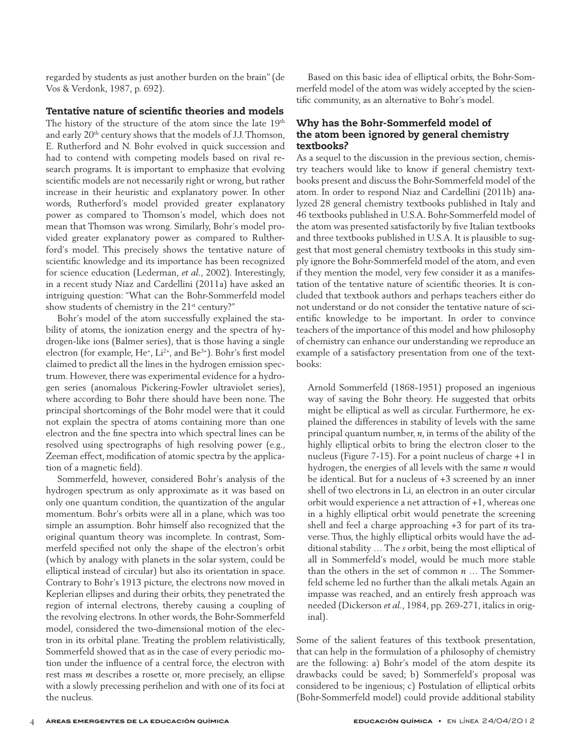regarded by students as just another burden on the brain" (de Vos & Verdonk, 1987, p. 692).

### Tentative nature of scientific theories and models

The history of the structure of the atom since the late 19th and early 20th century shows that the models of J.J. Thomson, E. Rutherford and N. Bohr evolved in quick succession and had to contend with competing models based on rival research programs. It is important to emphasize that evolving scientific models are not necessarily right or wrong, but rather increase in their heuristic and explanatory power. In other words, Rutherford's model provided greater explanatory power as compared to Thomson's model, which does not mean that Thomson was wrong. Similarly, Bohr's model provided greater explanatory power as compared to Rulther-ford's model. This precisely shows the tentative nature of scientific knowledge and its importance has been recognized for science education (Lederman, *et al.*, 2002). Interestingly, in a recent study Niaz and Cardellini (2011a) have asked an intriguing question: "What can the Bohr-Sommerfeld model show students of chemistry in the 21st century?"

Bohr's model of the atom successfully explained the stability of atoms, the ionization energy and the spectra of hydrogen-like ions (Balmer series), that is those having a single electron (for example, $He^{+}$, $Li^{2+}$, and $Be^{3+}$). Bohr's first model claimed to predict all the lines in the hydrogen emission spectrum. However, there was experimental evidence for a hydrogen series (anomalous Pickering-Fowler ultraviolet series), where according to Bohr there should have been none. The principal shortcomings of the Bohr model were that it could not explain the spectra of atoms containing more than one electron and the fine spectra into which spectral lines can be resolved using spectrographs of high resolving power (e.g., Zeeman effect, modification of atomic spectra by the application of a magnetic field).

Sommerfeld, however, considered Bohr's analysis of the hydrogen spectrum as only approximate as it was based on only one quantum condition, the quantization of the angular momentum. Bohr's orbits were all in a plane, which was too simple an assumption. Bohr himself also recognized that the original quantum theory was incomplete. In contrast, Sommerfeld specified not only the shape of the electron's orbit (which by analogy with planets in the solar system, could be elliptical instead of circular) but also its orientation in space. Contrary to Bohr's 1913 picture, the electrons now moved in Keplerian ellipses and during their orbits, they penetrated the region of internal electrons, thereby causing a coupling of the revolving electrons. In other words, the Bohr-Sommerfeld model, considered the two-dimensional motion of the electron in its orbital plane. Treating the problem relativistically, Sommerfeld showed that as in the case of every periodic motion under the influence of a central force, the electron with rest mass $m$ describes a rosette or, more precisely, an ellipse with a slowly precessing perihelion and with one of its foci at the nucleus.

Based on this basic idea of elliptical orbits, the Bohr-Sommerfeld model of the atom was widely accepted by the scientific community, as an alternative to Bohr's model.

### Why has the Bohr-Sommerfeld model of the atom been ignored by general chemistry textbooks?

As a sequel to the discussion in the previous section, chemistry teachers would like to know if general chemistry textbooks present and discuss the Bohr-Sommerfeld model of the atom. In order to respond Niaz and Cardellini (2011b) analyzed 28 general chemistry textbooks published in Italy and 46 textbooks published in U.S.A. Bohr-Sommerfeld model of the atom was presented satisfactorily by five Italian textbooks and three textbooks published in U.S.A. It is plausible to suggest that most general chemistry textbooks in this study simply ignore the Bohr-Sommerfeld model of the atom, and even if they mention the model, very few consider it as a manifestation of the tentative nature of scientific theories. It is concluded that textbook authors and perhaps teachers either do not understand or do not consider the tentative nature of scientific knowledge to be important. In order to convince teachers of the importance of this model and how philosophy of chemistry can enhance our understanding we reproduce an example of a satisfactory presentation from one of the textbooks:

> Arnold Sommerfeld (1868-1951) proposed an ingenious way of saving the Bohr theory. He suggested that orbits might be elliptical as well as circular. Furthermore, he explained the differences in stability of levels with the same principal quantum number, *n*, in terms of the ability of the highly elliptical orbits to bring the electron closer to the nucleus (Figure 7-15). For a point nucleus of charge +1 in hydrogen, the energies of all levels with the same *n* would be identical. But for a nucleus of +3 screened by an inner shell of two electrons in Li, an electron in an outer circular orbit would experience a net attraction of +1, whereas one in a highly elliptical orbit would penetrate the screening shell and feel a charge approaching +3 for part of its traverse. Thus, the highly elliptical orbits would have the additional stability … The *s* orbit, being the most elliptical of all in Sommerfeld's model, would be much more stable than the others in the set of common *n* … The Sommerfeld scheme led no further than the alkali metals. Again an impasse was reached, and an entirely fresh approach was needed (Dickerson *et al.*, 1984, pp. 269-271, italics in original).

Some of the salient features of this textbook presentation, that can help in the formulation of a philosophy of chemistry are the following: a) Bohr's model of the atom despite its drawbacks could be saved; b) Sommerfeld's proposal was considered to be ingenious; c) Postulation of elliptical orbits (Bohr-Sommerfeld model) could provide additional stability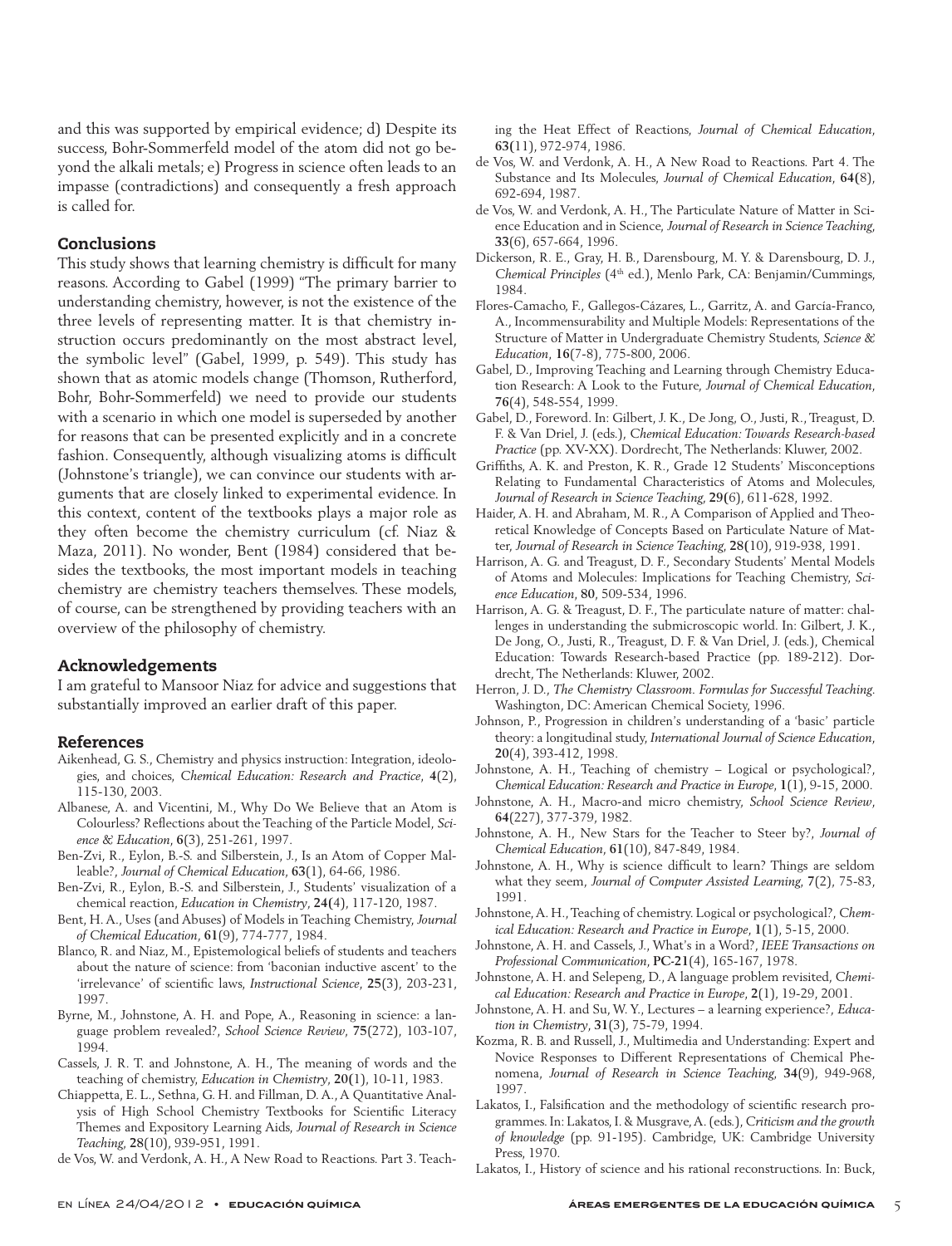and this was supported by empirical evidence; d) Despite its success, Bohr-Sommerfeld model of the atom did not go beyond the alkali metals; e) Progress in science often leads to an impasse (contradictions) and consequently a fresh approach is called for.

## Conclusions

This study shows that learning chemistry is difficult for many reasons. According to Gabel (1999) "The primary barrier to understanding chemistry, however, is not the existence of the three levels of representing matter. It is that chemistry instruction occurs predominantly on the most abstract level, the symbolic level" (Gabel, 1999, p. 549). This study has shown that as atomic models change (Thomson, Rutherford, Bohr, Bohr-Sommerfeld) we need to provide our students with a scenario in which one model is superseded by another for reasons that can be presented explicitly and in a concrete fashion. Consequently, although visualizing atoms is difficult (Johnstone's triangle), we can convince our students with arguments that are closely linked to experimental evidence. In this context, content of the textbooks plays a major role as they often become the chemistry curriculum (cf. Niaz & Maza, 2011). No wonder, Bent (1984) considered that besides the textbooks, the most important models in teaching chemistry are chemistry teachers themselves. These models, of course, can be strengthened by providing teachers with an overview of the philosophy of chemistry.

## Acknowledgements

I am grateful to Mansoor Niaz for advice and suggestions that substantially improved an earlier draft of this paper.

## References

Aikenhead, G. S., Chemistry and physics instruction: Integration, ideologies, and choices, *Chemical Education: Research and Practice*, **4**(2), 115-130, 2003.

Albanese, A. and Vicentini, M., Why Do We Believe that an Atom is Colourless? Reflections about the Teaching of the Particle Model, *Science & Education*, **6**(3), 251-261, 1997.

Ben-Zvi, R., Eylon, B.-S. and Silberstein, J., Is an Atom of Copper Malleable?, *Journal of Chemical Education*, **63**(1), 64-66, 1986.

Ben-Zvi, R., Eylon, B.-S. and Silberstein, J., Students' visualization of a chemical reaction, *Education in Chemistry*, **24**(4), 117-120, 1987.

Bent, H. A., Uses (and Abuses) of Models in Teaching Chemistry, *Journal of Chemical Education*, **61**(9), 774-777, 1984.

Blanco, R. and Niaz, M., Epistemological beliefs of students and teachers about the nature of science: from 'baconian inductive ascent' to the 'irrelevance' of scientific laws, *Instructional Science*, **25**(3), 203-231, 1997.

Byrne, M., Johnstone, A. H. and Pope, A., Reasoning in science: a language problem revealed?, *School Science Review*, **75**(272), 103-107, 1994.

Cassels, J. R. T. and Johnstone, A. H., The meaning of words and the teaching of chemistry, *Education in Chemistry*, **20**(1), 10-11, 1983.

Chiappetta, E. L., Sethna, G. H. and Fillman, D. A., A Quantitative Analysis of High School Chemistry Textbooks for Scientific Literacy Themes and Expository Learning Aids, *Journal of Research in Science Teaching*, **28**(10), 939-951, 1991.

de Vos, W. and Verdonk, A. H., A New Road to Reactions. Part 3. Teaching the Heat Effect of Reactions, *Journal of Chemical Education*, **63**(11), 972-974, 1986.

de Vos, W. and Verdonk, A. H., A New Road to Reactions. Part 4. The Substance and Its Molecules, *Journal of Chemical Education*, **64**(8), 692-694, 1987.

de Vos, W. and Verdonk, A. H., The Particulate Nature of Matter in Science Education and in Science, *Journal of Research in Science Teaching*, **33**(6), 657-664, 1996.

Dickerson, R. E., Gray, H. B., Darensbourg, M. Y. & Darensbourg, D. J., *Chemical Principles* (4[th] ed.), Menlo Park, CA: Benjamin/Cummings, 1984.

Flores-Camacho, F., Gallegos-Cázares, L., Garritz, A. and García-Franco, A., Incommensurability and Multiple Models: Representations of the Structure of Matter in Undergraduate Chemistry Students, *Science & Education*, **16**(7-8), 775-800, 2006.

Gabel, D., Improving Teaching and Learning through Chemistry Education Research: A Look to the Future, *Journal of Chemical Education*, **76**(4), 548-554, 1999.

Gabel, D., Foreword. In: Gilbert, J. K., De Jong, O., Justi, R., Treagust, D. F. & Van Driel, J. (eds.), *Chemical Education: Towards Research-based Practice* (pp. XV-XX). Dordrecht, The Netherlands: Kluwer, 2002.

Griffiths, A. K. and Preston, K. R., Grade 12 Students' Misconceptions Relating to Fundamental Characteristics of Atoms and Molecules, *Journal of Research in Science Teaching*, **29**(6), 611-628, 1992.

Haider, A. H. and Abraham, M. R., A Comparison of Applied and Theoretical Knowledge of Concepts Based on Particulate Nature of Matter, *Journal of Research in Science Teaching*, **28**(10), 919-938, 1991.

Harrison, A. G. and Treagust, D. F., Secondary Students' Mental Models of Atoms and Molecules: Implications for Teaching Chemistry, *Science Education*, **80**, 509-534, 1996.

Harrison, A. G. & Treagust, D. F., The particulate nature of matter: challenges in understanding the submicroscopic world. In: Gilbert, J. K., De Jong, O., Justi, R., Treagust, D. F. & Van Driel, J. (eds.), Chemical Education: Towards Research-based Practice (pp. 189-212). Dordrecht, The Netherlands: Kluwer, 2002.

Herron, J. D., *The Chemistry Classroom. Formulas for Successful Teaching*. Washington, DC: American Chemical Society, 1996.

Johnson, P., Progression in children's understanding of a 'basic' particle theory: a longitudinal study, *International Journal of Science Education*, **20**(4), 393-412, 1998.

Johnstone, A. H., Teaching of chemistry – Logical or psychological?, *Chemical Education: Research and Practice in Europe*, **1**(1), 9-15, 2000.

Johnstone, A. H., Macro-and micro chemistry, *School Science Review*, **64**(227), 377-379, 1982.

Johnstone, A. H., New Stars for the Teacher to Steer by?, *Journal of Chemical Education*, **61**(10), 847-849, 1984.

Johnstone, A. H., Why is science difficult to learn? Things are seldom what they seem, *Journal of Computer Assisted Learning*, **7**(2), 75-83, 1991.

Johnstone, A. H., Teaching of chemistry. Logical or psychological?, *Chemical Education: Research and Practice in Europe*, **1**(1), 5-15, 2000.

Johnstone, A. H. and Cassels, J., What's in a Word?, *IEEE Transactions on Professional Communication*, **PC-21**(4), 165-167, 1978.

Johnstone, A. H. and Selepeng, D., A language problem revisited, *Chemical Education: Research and Practice in Europe*, **2**(1), 19-29, 2001.

Johnstone, A. H. and Su, W. Y., Lectures – a learning experience?, *Education in Chemistry*, **31**(3), 75-79, 1994.

Kozma, R. B. and Russell, J., Multimedia and Understanding: Expert and Novice Responses to Different Representations of Chemical Phenomena, *Journal of Research in Science Teaching*, **34**(9), 949-968, 1997.

Lakatos, I., Falsification and the methodology of scientific research programmes. In: Lakatos, I. & Musgrave, A. (eds.), *Criticism and the growth of knowledge* (pp. 91-195). Cambridge, UK: Cambridge University Press, 1970.

Lakatos, I., History of science and his rational reconstructions. In: Buck,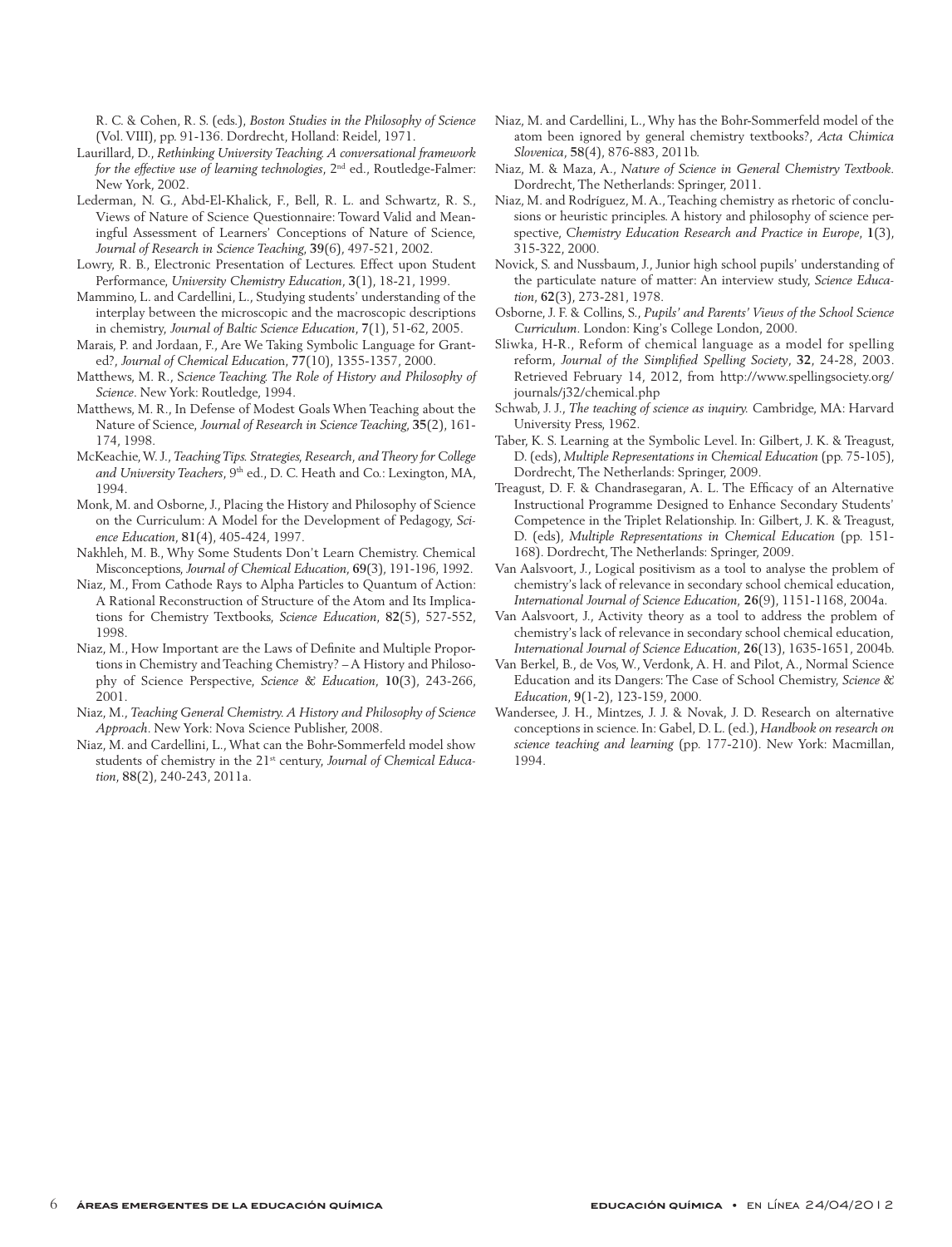R. C. & Cohen, R. S. (eds.), *Boston Studies in the Philosophy of Science* (Vol. VIII), pp. 91-136. Dordrecht, Holland: Reidel, 1971.

Laurillard, D., *Rethinking University Teaching. A conversational framework for the effective use of learning technologies*, 2nd ed., Routledge-Falmer: New York, 2002.

Lederman, N. G., Abd-El-Khalick, F., Bell, R. L. and Schwartz, R. S., Views of Nature of Science Questionnaire: Toward Valid and Meaningful Assessment of Learners' Conceptions of Nature of Science, *Journal of Research in Science Teaching*, **39**(6), 497-521, 2002.

Lowry, R. B., Electronic Presentation of Lectures. Effect upon Student Performance, *University Chemistry Education*, **3**(1), 18-21, 1999.

Mammino, L. and Cardellini, L., Studying students' understanding of the interplay between the microscopic and the macroscopic descriptions in chemistry, *Journal of Baltic Science Education*, **7**(1), 51-62, 2005.

Marais, P. and Jordaan, F., Are We Taking Symbolic Language for Granted?, *Journal of Chemical Education*, **77**(10), 1355-1357, 2000.

Matthews, M. R., *Science Teaching. The Role of History and Philosophy of Science*. New York: Routledge, 1994.

Matthews, M. R., In Defense of Modest Goals When Teaching about the Nature of Science, *Journal of Research in Science Teaching*, **35**(2), 161-174, 1998.

McKeachie, W. J., *Teaching Tips. Strategies, Research, and Theory for College and University Teachers*, 9th ed., D. C. Heath and Co.: Lexington, MA, 1994.

Monk, M. and Osborne, J., Placing the History and Philosophy of Science on the Curriculum: A Model for the Development of Pedagogy, *Science Education*, **81**(4), 405-424, 1997.

Nakhleh, M. B., Why Some Students Don't Learn Chemistry. Chemical Misconceptions, *Journal of Chemical Education*, **69**(3), 191-196, 1992.

Niaz, M., From Cathode Rays to Alpha Particles to Quantum of Action: A Rational Reconstruction of Structure of the Atom and Its Implications for Chemistry Textbooks, *Science Education*, **82**(5), 527-552, 1998.

Niaz, M., How Important are the Laws of Definite and Multiple Proportions in Chemistry and Teaching Chemistry? – A History and Philosophy of Science Perspective, *Science & Education*, **10**(3), 243-266, 2001.

Niaz, M., *Teaching General Chemistry. A History and Philosophy of Science Approach*. New York: Nova Science Publisher, 2008.

Niaz, M. and Cardellini, L., What can the Bohr-Sommerfeld model show students of chemistry in the 21st century, *Journal of Chemical Education*, **88**(2), 240-243, 2011a.

Niaz, M. and Cardellini, L., Why has the Bohr-Sommerfeld model of the atom been ignored by general chemistry textbooks?, *Acta Chimica Slovenica*, **58**(4), 876-883, 2011b.

Niaz, M. & Maza, A., *Nature of Science in General Chemistry Textbook*. Dordrecht, The Netherlands: Springer, 2011.

Niaz, M. and Rodríguez, M. A., Teaching chemistry as rhetoric of conclusions or heuristic principles. A history and philosophy of science perspective, *Chemistry Education Research and Practice in Europe*, **1**(3), 315-322, 2000.

Novick, S. and Nussbaum, J., Junior high school pupils' understanding of the particulate nature of matter: An interview study, *Science Education*, **62**(3), 273-281, 1978.

Osborne, J. F. & Collins, S., *Pupils' and Parents' Views of the School Science Curriculum*. London: King's College London, 2000.

Sliwka, H-R., Reform of chemical language as a model for spelling reform, *Journal of the Simplified Spelling Society*, **32**, 24-28, 2003. Retrieved February 14, 2012, from http://www.spellingsociety.org/journals/j32/chemical.php

Schwab, J. J., *The teaching of science as inquiry.* Cambridge, MA: Harvard University Press, 1962.

Taber, K. S. Learning at the Symbolic Level. In: Gilbert, J. K. & Treagust, D. (eds), *Multiple Representations in Chemical Education* (pp. 75-105), Dordrecht, The Netherlands: Springer, 2009.

Treagust, D. F. & Chandrasegaran, A. L. The Efficacy of an Alternative Instructional Programme Designed to Enhance Secondary Students' Competence in the Triplet Relationship. In: Gilbert, J. K. & Treagust, D. (eds), *Multiple Representations in Chemical Education* (pp. 151-168). Dordrecht, The Netherlands: Springer, 2009.

Van Aalsvoort, J., Logical positivism as a tool to analyse the problem of chemistry's lack of relevance in secondary school chemical education, *International Journal of Science Education*, **26**(9), 1151-1168, 2004a.

Van Aalsvoort, J., Activity theory as a tool to address the problem of chemistry's lack of relevance in secondary school chemical education, *International Journal of Science Education*, **26**(13), 1635-1651, 2004b.

Van Berkel, B., de Vos, W., Verdonk, A. H. and Pilot, A., Normal Science Education and its Dangers: The Case of School Chemistry, *Science & Education*, **9**(1-2), 123-159, 2000.

Wandersee, J. H., Mintzes, J. J. & Novak, J. D. Research on alternative conceptions in science. In: Gabel, D. L. (ed.), *Handbook on research on science teaching and learning* (pp. 177-210). New York: Macmillan, 1994.